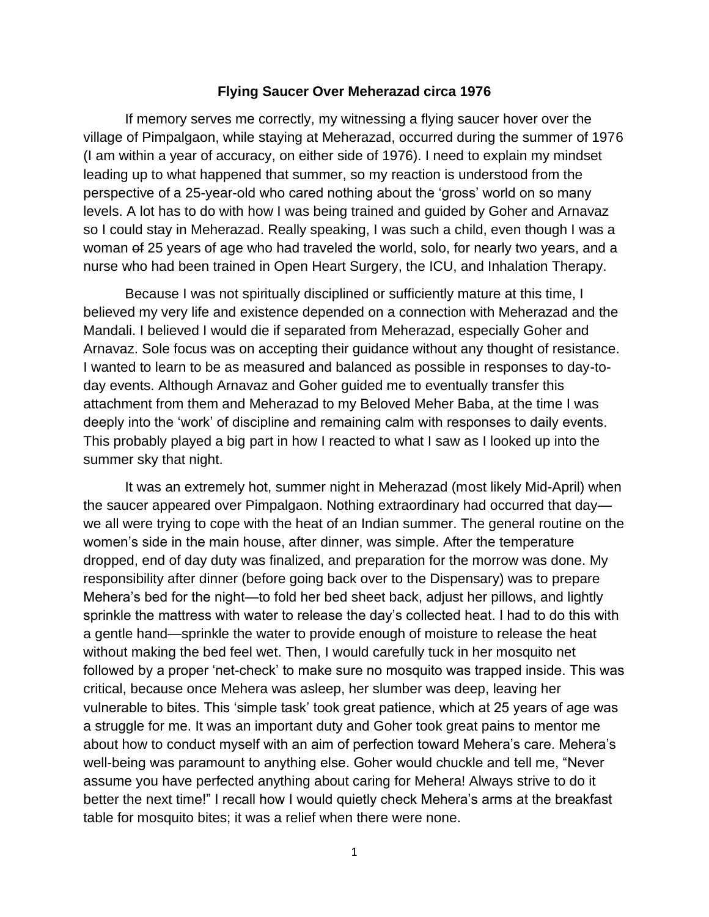# Flying Saucer Over Meherazad circa 1976

If memory serves me correctly, my witnessing a flying saucer hover over the village of Pimpalgaon, while staying at Meherazad, occurred during the summer of 1976 (I am within a year of accuracy, on either side of 1976). I need to explain my mindset leading up to what happened that summer, so my reaction is understood from the perspective of a 25-year-old who cared nothing about the 'gross' world on so many levels. A lot has to do with how I was being trained and guided by Goher and Arnavaz so I could stay in Meherazad. Really speaking, I was such a child, even though I was a woman ~~of~~ 25 years of age who had traveled the world, solo, for nearly two years, and a nurse who had been trained in Open Heart Surgery, the ICU, and Inhalation Therapy.

Because I was not spiritually disciplined or sufficiently mature at this time, I believed my very life and existence depended on a connection with Meherazad and the Mandali. I believed I would die if separated from Meherazad, especially Goher and Arnavaz. Sole focus was on accepting their guidance without any thought of resistance. I wanted to learn to be as measured and balanced as possible in responses to day-to-day events. Although Arnavaz and Goher guided me to eventually transfer this attachment from them and Meherazad to my Beloved Meher Baba, at the time I was deeply into the 'work' of discipline and remaining calm with responses to daily events. This probably played a big part in how I reacted to what I saw as I looked up into the summer sky that night.

It was an extremely hot, summer night in Meherazad (most likely Mid-April) when the saucer appeared over Pimpalgaon. Nothing extraordinary had occurred that day—we all were trying to cope with the heat of an Indian summer. The general routine on the women's side in the main house, after dinner, was simple. After the temperature dropped, end of day duty was finalized, and preparation for the morrow was done. My responsibility after dinner (before going back over to the Dispensary) was to prepare Mehera's bed for the night—to fold her bed sheet back, adjust her pillows, and lightly sprinkle the mattress with water to release the day's collected heat. I had to do this with a gentle hand—sprinkle the water to provide enough of moisture to release the heat without making the bed feel wet. Then, I would carefully tuck in her mosquito net followed by a proper 'net-check' to make sure no mosquito was trapped inside. This was critical, because once Mehera was asleep, her slumber was deep, leaving her vulnerable to bites. This 'simple task' took great patience, which at 25 years of age was a struggle for me. It was an important duty and Goher took great pains to mentor me about how to conduct myself with an aim of perfection toward Mehera's care. Mehera's well-being was paramount to anything else. Goher would chuckle and tell me, "Never assume you have perfected anything about caring for Mehera! Always strive to do it better the next time!" I recall how I would quietly check Mehera's arms at the breakfast table for mosquito bites; it was a relief when there were none.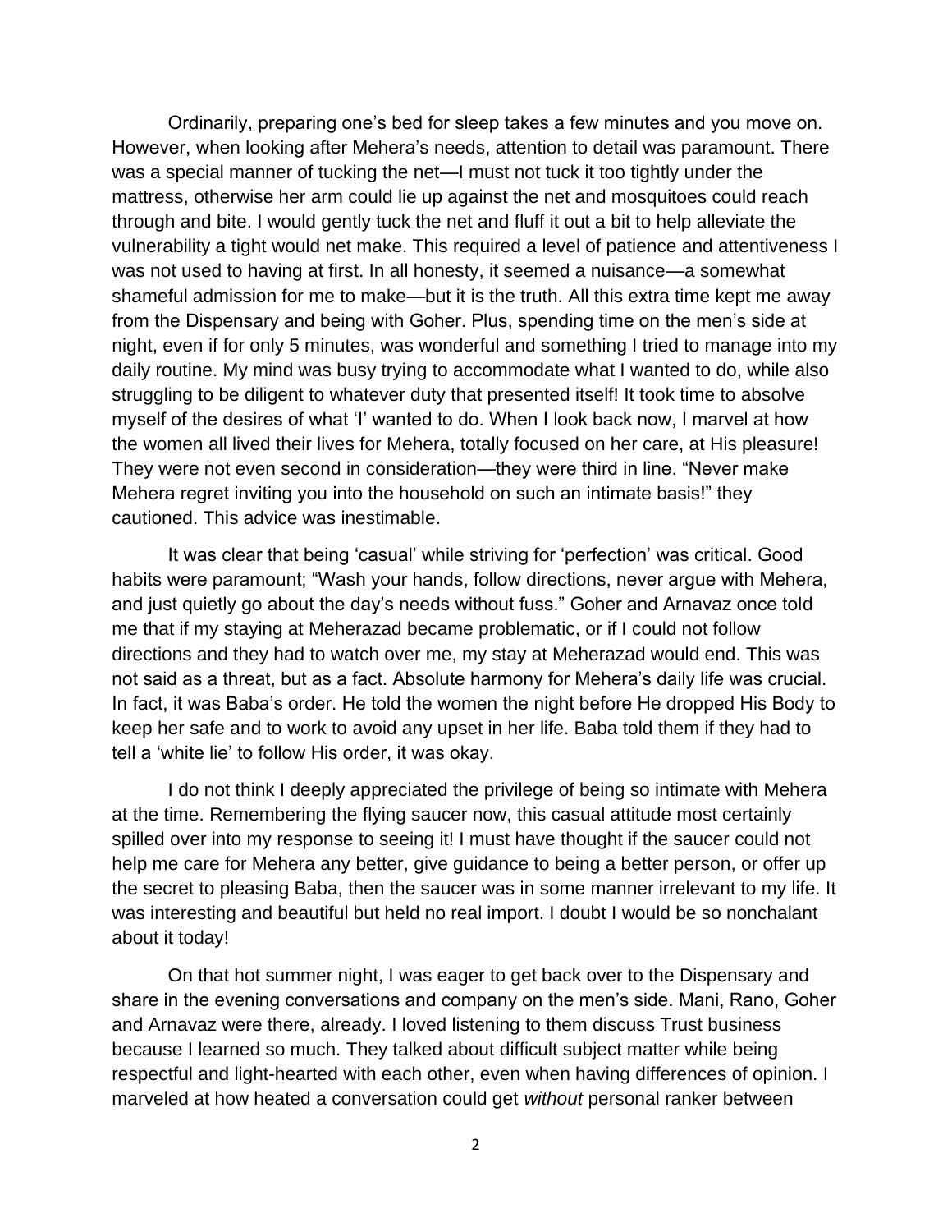Ordinarily, preparing one's bed for sleep takes a few minutes and you move on. However, when looking after Mehera's needs, attention to detail was paramount. There was a special manner of tucking the net—I must not tuck it too tightly under the mattress, otherwise her arm could lie up against the net and mosquitoes could reach through and bite. I would gently tuck the net and fluff it out a bit to help alleviate the vulnerability a tight would net make. This required a level of patience and attentiveness I was not used to having at first. In all honesty, it seemed a nuisance—a somewhat shameful admission for me to make—but it is the truth. All this extra time kept me away from the Dispensary and being with Goher. Plus, spending time on the men's side at night, even if for only 5 minutes, was wonderful and something I tried to manage into my daily routine. My mind was busy trying to accommodate what I wanted to do, while also struggling to be diligent to whatever duty that presented itself! It took time to absolve myself of the desires of what 'I' wanted to do. When I look back now, I marvel at how the women all lived their lives for Mehera, totally focused on her care, at His pleasure! They were not even second in consideration—they were third in line. "Never make Mehera regret inviting you into the household on such an intimate basis!" they cautioned. This advice was inestimable.

It was clear that being 'casual' while striving for 'perfection' was critical. Good habits were paramount; "Wash your hands, follow directions, never argue with Mehera, and just quietly go about the day's needs without fuss." Goher and Arnavaz once told me that if my staying at Meherazad became problematic, or if I could not follow directions and they had to watch over me, my stay at Meherazad would end. This was not said as a threat, but as a fact. Absolute harmony for Mehera's daily life was crucial. In fact, it was Baba's order. He told the women the night before He dropped His Body to keep her safe and to work to avoid any upset in her life. Baba told them if they had to tell a 'white lie' to follow His order, it was okay.

I do not think I deeply appreciated the privilege of being so intimate with Mehera at the time. Remembering the flying saucer now, this casual attitude most certainly spilled over into my response to seeing it! I must have thought if the saucer could not help me care for Mehera any better, give guidance to being a better person, or offer up the secret to pleasing Baba, then the saucer was in some manner irrelevant to my life. It was interesting and beautiful but held no real import. I doubt I would be so nonchalant about it today!

On that hot summer night, I was eager to get back over to the Dispensary and share in the evening conversations and company on the men's side. Mani, Rano, Goher and Arnavaz were there, already. I loved listening to them discuss Trust business because I learned so much. They talked about difficult subject matter while being respectful and light-hearted with each other, even when having differences of opinion. I marveled at how heated a conversation could get *without* personal ranker between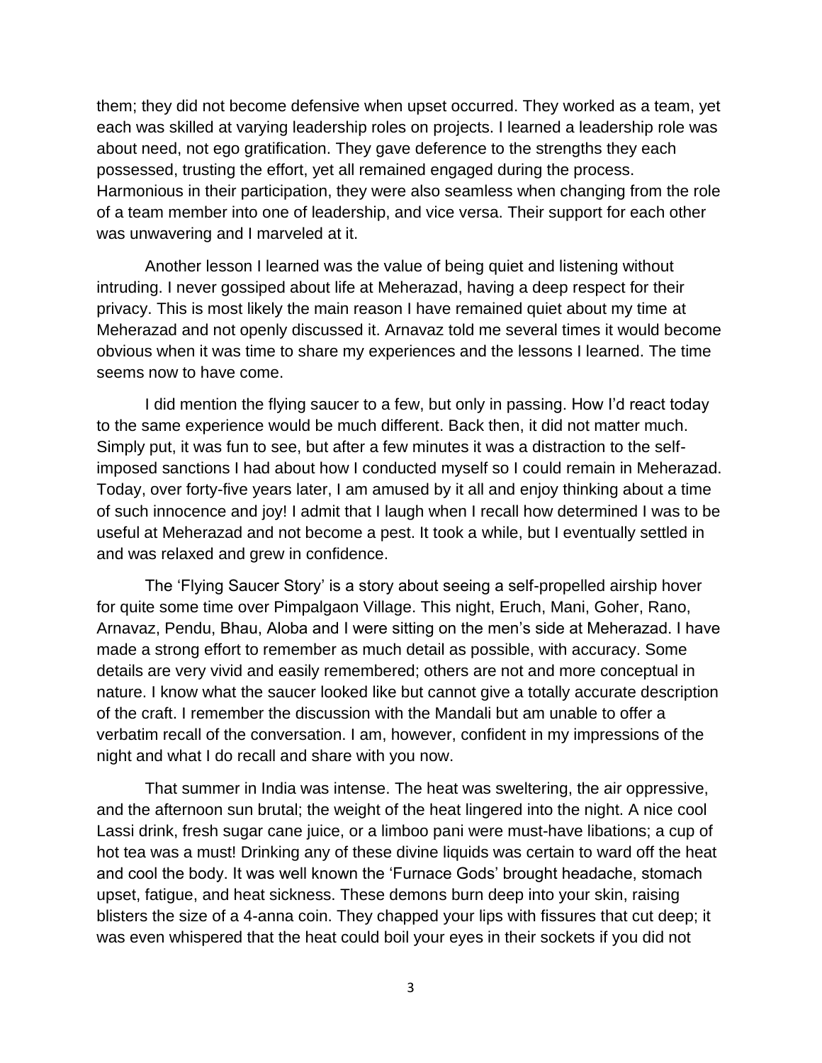them; they did not become defensive when upset occurred. They worked as a team, yet each was skilled at varying leadership roles on projects. I learned a leadership role was about need, not ego gratification. They gave deference to the strengths they each possessed, trusting the effort, yet all remained engaged during the process. Harmonious in their participation, they were also seamless when changing from the role of a team member into one of leadership, and vice versa. Their support for each other was unwavering and I marveled at it.

Another lesson I learned was the value of being quiet and listening without intruding. I never gossiped about life at Meherazad, having a deep respect for their privacy. This is most likely the main reason I have remained quiet about my time at Meherazad and not openly discussed it. Arnavaz told me several times it would become obvious when it was time to share my experiences and the lessons I learned. The time seems now to have come.

I did mention the flying saucer to a few, but only in passing. How I'd react today to the same experience would be much different. Back then, it did not matter much. Simply put, it was fun to see, but after a few minutes it was a distraction to the self-imposed sanctions I had about how I conducted myself so I could remain in Meherazad. Today, over forty-five years later, I am amused by it all and enjoy thinking about a time of such innocence and joy! I admit that I laugh when I recall how determined I was to be useful at Meherazad and not become a pest. It took a while, but I eventually settled in and was relaxed and grew in confidence.

The 'Flying Saucer Story' is a story about seeing a self-propelled airship hover for quite some time over Pimpalgaon Village. This night, Eruch, Mani, Goher, Rano, Arnavaz, Pendu, Bhau, Aloba and I were sitting on the men's side at Meherazad. I have made a strong effort to remember as much detail as possible, with accuracy. Some details are very vivid and easily remembered; others are not and more conceptual in nature. I know what the saucer looked like but cannot give a totally accurate description of the craft. I remember the discussion with the Mandali but am unable to offer a verbatim recall of the conversation. I am, however, confident in my impressions of the night and what I do recall and share with you now.

That summer in India was intense. The heat was sweltering, the air oppressive, and the afternoon sun brutal; the weight of the heat lingered into the night. A nice cool Lassi drink, fresh sugar cane juice, or a limboo pani were must-have libations; a cup of hot tea was a must! Drinking any of these divine liquids was certain to ward off the heat and cool the body. It was well known the 'Furnace Gods' brought headache, stomach upset, fatigue, and heat sickness. These demons burn deep into your skin, raising blisters the size of a 4-anna coin. They chapped your lips with fissures that cut deep; it was even whispered that the heat could boil your eyes in their sockets if you did not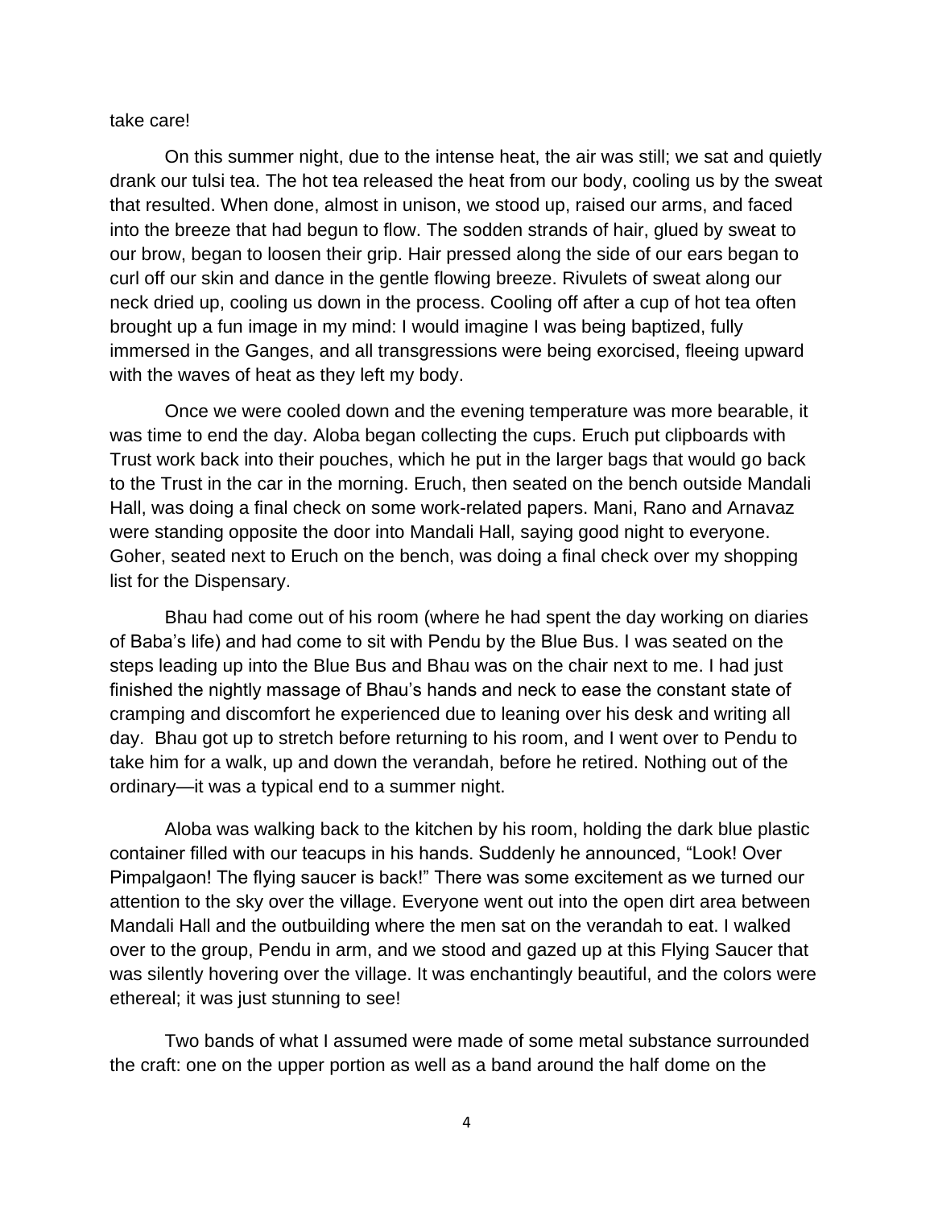take care!

On this summer night, due to the intense heat, the air was still; we sat and quietly drank our tulsi tea. The hot tea released the heat from our body, cooling us by the sweat that resulted. When done, almost in unison, we stood up, raised our arms, and faced into the breeze that had begun to flow. The sodden strands of hair, glued by sweat to our brow, began to loosen their grip. Hair pressed along the side of our ears began to curl off our skin and dance in the gentle flowing breeze. Rivulets of sweat along our neck dried up, cooling us down in the process. Cooling off after a cup of hot tea often brought up a fun image in my mind: I would imagine I was being baptized, fully immersed in the Ganges, and all transgressions were being exorcised, fleeing upward with the waves of heat as they left my body.

Once we were cooled down and the evening temperature was more bearable, it was time to end the day. Aloba began collecting the cups. Eruch put clipboards with Trust work back into their pouches, which he put in the larger bags that would go back to the Trust in the car in the morning. Eruch, then seated on the bench outside Mandali Hall, was doing a final check on some work-related papers. Mani, Rano and Arnavaz were standing opposite the door into Mandali Hall, saying good night to everyone. Goher, seated next to Eruch on the bench, was doing a final check over my shopping list for the Dispensary.

Bhau had come out of his room (where he had spent the day working on diaries of Baba's life) and had come to sit with Pendu by the Blue Bus. I was seated on the steps leading up into the Blue Bus and Bhau was on the chair next to me. I had just finished the nightly massage of Bhau's hands and neck to ease the constant state of cramping and discomfort he experienced due to leaning over his desk and writing all day. Bhau got up to stretch before returning to his room, and I went over to Pendu to take him for a walk, up and down the verandah, before he retired. Nothing out of the ordinary—it was a typical end to a summer night.

Aloba was walking back to the kitchen by his room, holding the dark blue plastic container filled with our teacups in his hands. Suddenly he announced, "Look! Over Pimpalgaon! The flying saucer is back!" There was some excitement as we turned our attention to the sky over the village. Everyone went out into the open dirt area between Mandali Hall and the outbuilding where the men sat on the verandah to eat. I walked over to the group, Pendu in arm, and we stood and gazed up at this Flying Saucer that was silently hovering over the village. It was enchantingly beautiful, and the colors were ethereal; it was just stunning to see!

Two bands of what I assumed were made of some metal substance surrounded the craft: one on the upper portion as well as a band around the half dome on the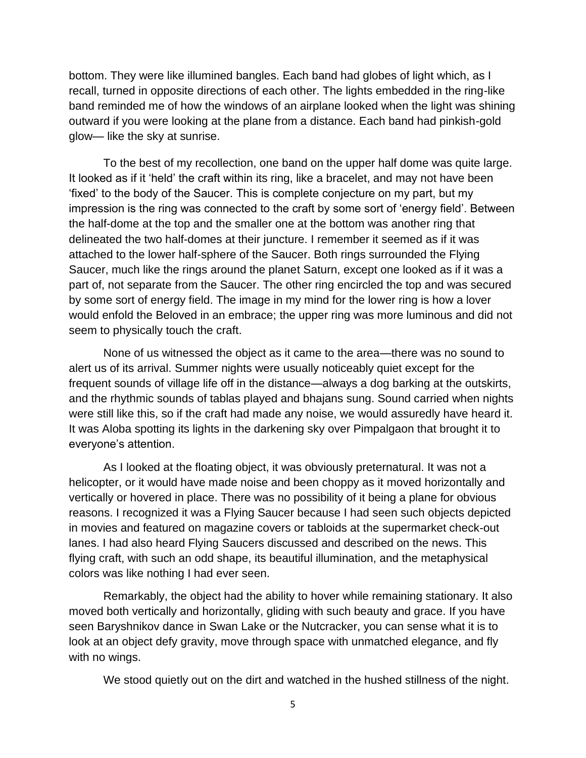bottom. They were like illumined bangles. Each band had globes of light which, as I recall, turned in opposite directions of each other. The lights embedded in the ring-like band reminded me of how the windows of an airplane looked when the light was shining outward if you were looking at the plane from a distance. Each band had pinkish-gold glow— like the sky at sunrise.

To the best of my recollection, one band on the upper half dome was quite large. It looked as if it 'held' the craft within its ring, like a bracelet, and may not have been 'fixed' to the body of the Saucer. This is complete conjecture on my part, but my impression is the ring was connected to the craft by some sort of 'energy field'. Between the half-dome at the top and the smaller one at the bottom was another ring that delineated the two half-domes at their juncture. I remember it seemed as if it was attached to the lower half-sphere of the Saucer. Both rings surrounded the Flying Saucer, much like the rings around the planet Saturn, except one looked as if it was a part of, not separate from the Saucer. The other ring encircled the top and was secured by some sort of energy field. The image in my mind for the lower ring is how a lover would enfold the Beloved in an embrace; the upper ring was more luminous and did not seem to physically touch the craft.

None of us witnessed the object as it came to the area—there was no sound to alert us of its arrival. Summer nights were usually noticeably quiet except for the frequent sounds of village life off in the distance—always a dog barking at the outskirts, and the rhythmic sounds of tablas played and bhajans sung. Sound carried when nights were still like this, so if the craft had made any noise, we would assuredly have heard it. It was Aloba spotting its lights in the darkening sky over Pimpalgaon that brought it to everyone's attention.

As I looked at the floating object, it was obviously preternatural. It was not a helicopter, or it would have made noise and been choppy as it moved horizontally and vertically or hovered in place. There was no possibility of it being a plane for obvious reasons. I recognized it was a Flying Saucer because I had seen such objects depicted in movies and featured on magazine covers or tabloids at the supermarket check-out lanes. I had also heard Flying Saucers discussed and described on the news. This flying craft, with such an odd shape, its beautiful illumination, and the metaphysical colors was like nothing I had ever seen.

Remarkably, the object had the ability to hover while remaining stationary. It also moved both vertically and horizontally, gliding with such beauty and grace. If you have seen Baryshnikov dance in Swan Lake or the Nutcracker, you can sense what it is to look at an object defy gravity, move through space with unmatched elegance, and fly with no wings.

We stood quietly out on the dirt and watched in the hushed stillness of the night.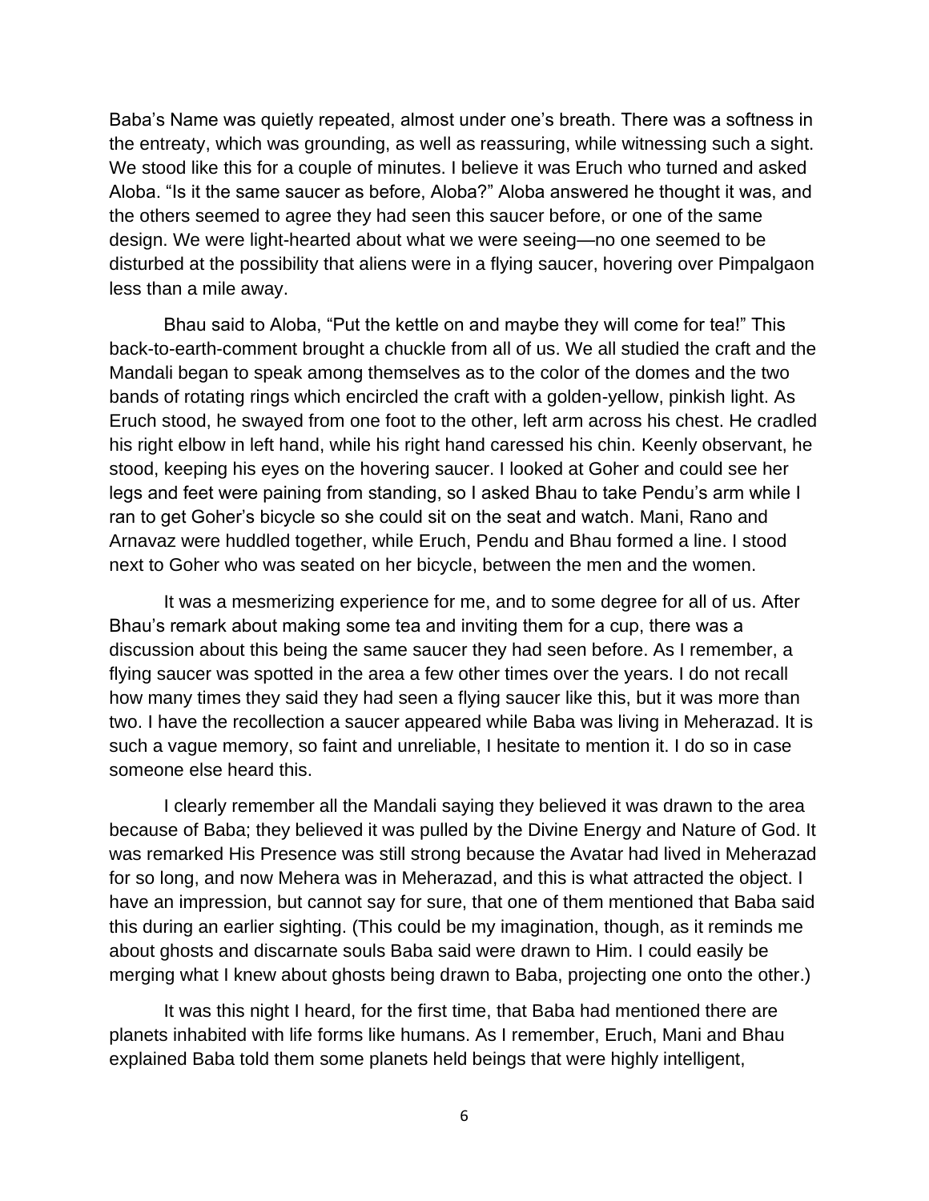Baba's Name was quietly repeated, almost under one's breath. There was a softness in the entreaty, which was grounding, as well as reassuring, while witnessing such a sight. We stood like this for a couple of minutes. I believe it was Eruch who turned and asked Aloba. "Is it the same saucer as before, Aloba?" Aloba answered he thought it was, and the others seemed to agree they had seen this saucer before, or one of the same design. We were light-hearted about what we were seeing—no one seemed to be disturbed at the possibility that aliens were in a flying saucer, hovering over Pimpalgaon less than a mile away.

Bhau said to Aloba, "Put the kettle on and maybe they will come for tea!" This back-to-earth-comment brought a chuckle from all of us. We all studied the craft and the Mandali began to speak among themselves as to the color of the domes and the two bands of rotating rings which encircled the craft with a golden-yellow, pinkish light. As Eruch stood, he swayed from one foot to the other, left arm across his chest. He cradled his right elbow in left hand, while his right hand caressed his chin. Keenly observant, he stood, keeping his eyes on the hovering saucer. I looked at Goher and could see her legs and feet were paining from standing, so I asked Bhau to take Pendu's arm while I ran to get Goher's bicycle so she could sit on the seat and watch. Mani, Rano and Arnavaz were huddled together, while Eruch, Pendu and Bhau formed a line. I stood next to Goher who was seated on her bicycle, between the men and the women.

It was a mesmerizing experience for me, and to some degree for all of us. After Bhau's remark about making some tea and inviting them for a cup, there was a discussion about this being the same saucer they had seen before. As I remember, a flying saucer was spotted in the area a few other times over the years. I do not recall how many times they said they had seen a flying saucer like this, but it was more than two. I have the recollection a saucer appeared while Baba was living in Meherazad. It is such a vague memory, so faint and unreliable, I hesitate to mention it. I do so in case someone else heard this.

I clearly remember all the Mandali saying they believed it was drawn to the area because of Baba; they believed it was pulled by the Divine Energy and Nature of God. It was remarked His Presence was still strong because the Avatar had lived in Meherazad for so long, and now Mehera was in Meherazad, and this is what attracted the object. I have an impression, but cannot say for sure, that one of them mentioned that Baba said this during an earlier sighting. (This could be my imagination, though, as it reminds me about ghosts and discarnate souls Baba said were drawn to Him. I could easily be merging what I knew about ghosts being drawn to Baba, projecting one onto the other.)

It was this night I heard, for the first time, that Baba had mentioned there are planets inhabited with life forms like humans. As I remember, Eruch, Mani and Bhau explained Baba told them some planets held beings that were highly intelligent,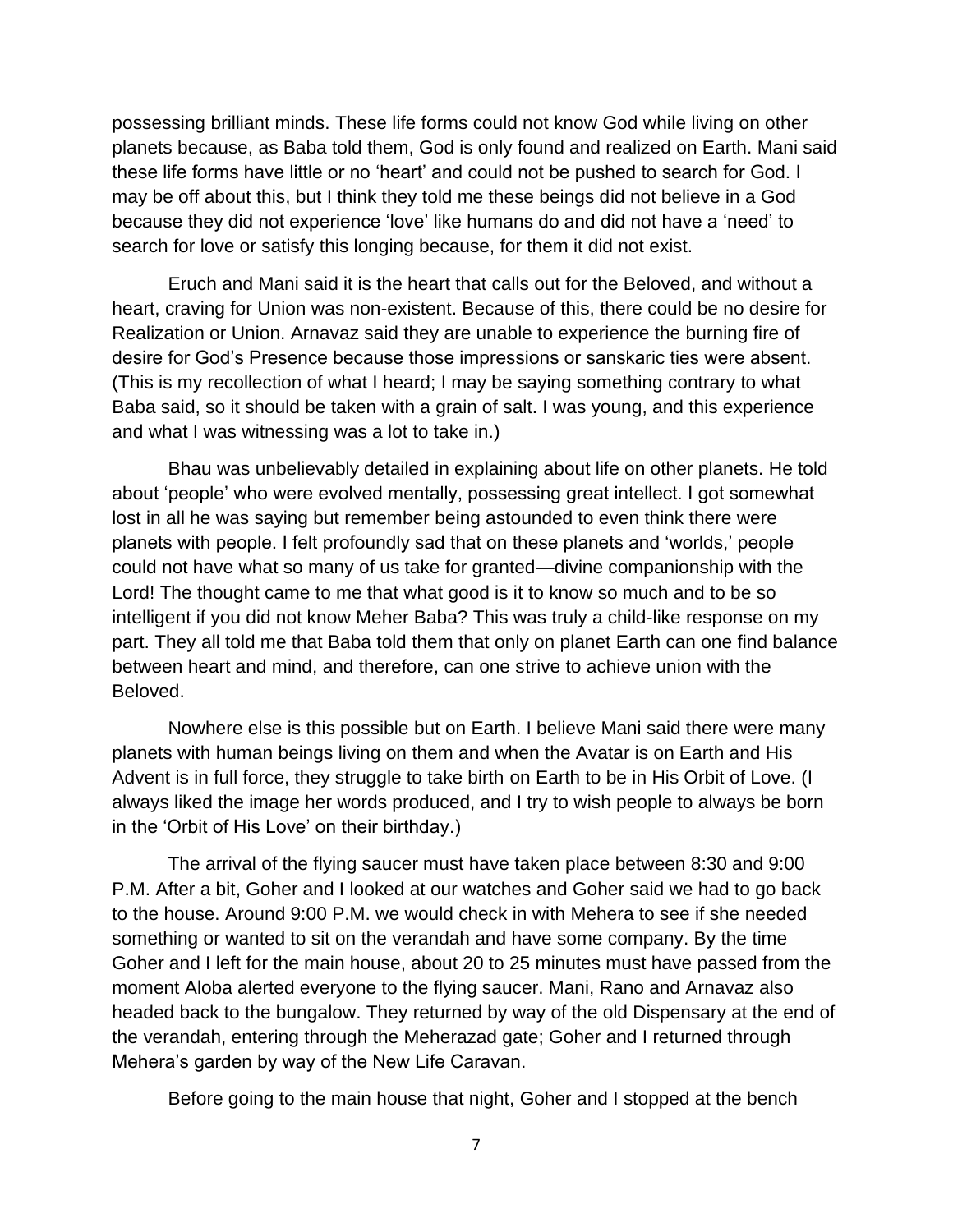possessing brilliant minds. These life forms could not know God while living on other planets because, as Baba told them, God is only found and realized on Earth. Mani said these life forms have little or no 'heart' and could not be pushed to search for God. I may be off about this, but I think they told me these beings did not believe in a God because they did not experience 'love' like humans do and did not have a 'need' to search for love or satisfy this longing because, for them it did not exist.

Eruch and Mani said it is the heart that calls out for the Beloved, and without a heart, craving for Union was non-existent. Because of this, there could be no desire for Realization or Union. Arnavaz said they are unable to experience the burning fire of desire for God's Presence because those impressions or sanskaric ties were absent. (This is my recollection of what I heard; I may be saying something contrary to what Baba said, so it should be taken with a grain of salt. I was young, and this experience and what I was witnessing was a lot to take in.)

Bhau was unbelievably detailed in explaining about life on other planets. He told about 'people' who were evolved mentally, possessing great intellect. I got somewhat lost in all he was saying but remember being astounded to even think there were planets with people. I felt profoundly sad that on these planets and 'worlds,' people could not have what so many of us take for granted—divine companionship with the Lord! The thought came to me that what good is it to know so much and to be so intelligent if you did not know Meher Baba? This was truly a child-like response on my part. They all told me that Baba told them that only on planet Earth can one find balance between heart and mind, and therefore, can one strive to achieve union with the Beloved.

Nowhere else is this possible but on Earth. I believe Mani said there were many planets with human beings living on them and when the Avatar is on Earth and His Advent is in full force, they struggle to take birth on Earth to be in His Orbit of Love. (I always liked the image her words produced, and I try to wish people to always be born in the 'Orbit of His Love' on their birthday.)

The arrival of the flying saucer must have taken place between 8:30 and 9:00 P.M. After a bit, Goher and I looked at our watches and Goher said we had to go back to the house. Around 9:00 P.M. we would check in with Mehera to see if she needed something or wanted to sit on the verandah and have some company. By the time Goher and I left for the main house, about 20 to 25 minutes must have passed from the moment Aloba alerted everyone to the flying saucer. Mani, Rano and Arnavaz also headed back to the bungalow. They returned by way of the old Dispensary at the end of the verandah, entering through the Meherazad gate; Goher and I returned through Mehera's garden by way of the New Life Caravan.

Before going to the main house that night, Goher and I stopped at the bench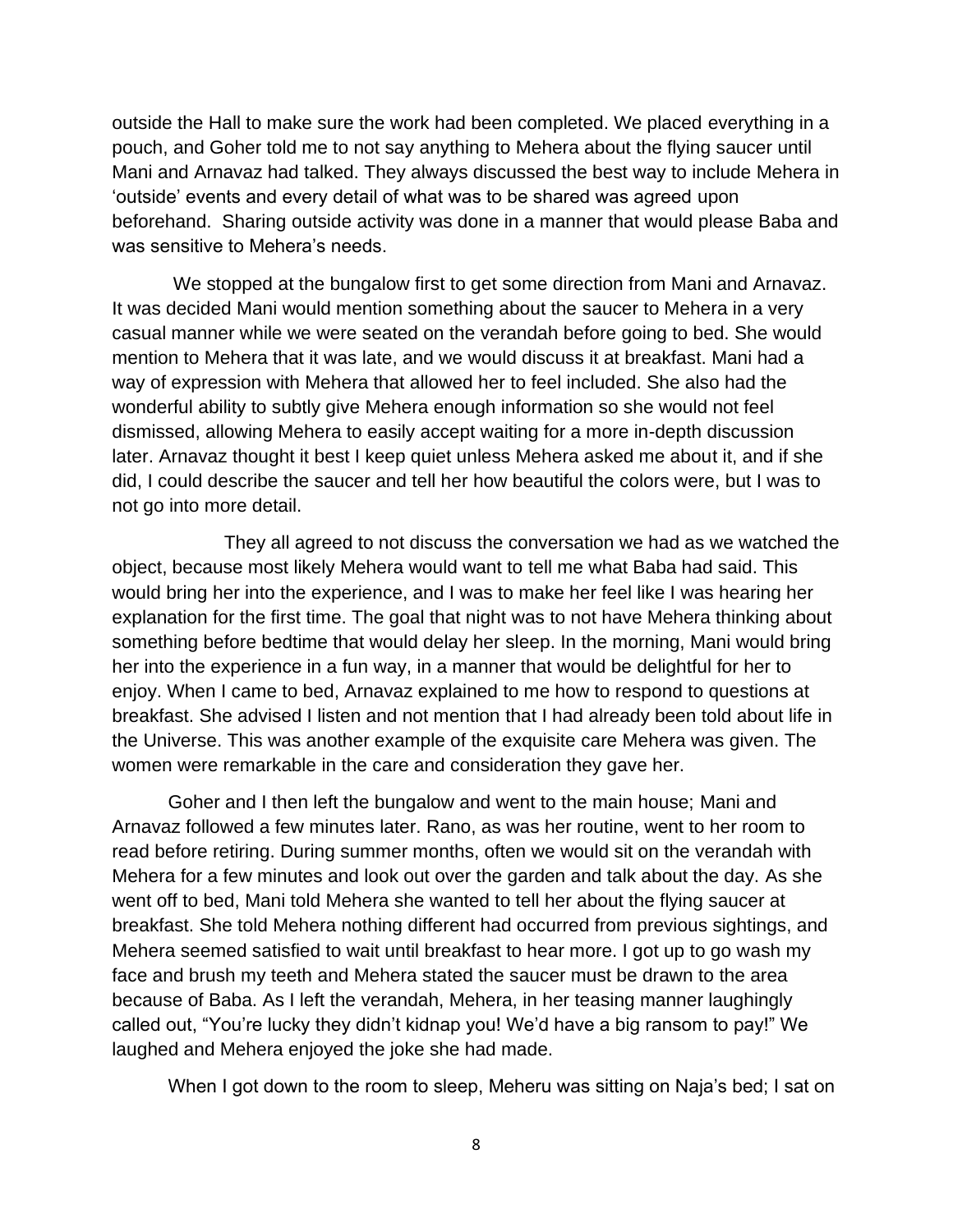outside the Hall to make sure the work had been completed. We placed everything in a pouch, and Goher told me to not say anything to Mehera about the flying saucer until Mani and Arnavaz had talked. They always discussed the best way to include Mehera in 'outside' events and every detail of what was to be shared was agreed upon beforehand. Sharing outside activity was done in a manner that would please Baba and was sensitive to Mehera's needs.

We stopped at the bungalow first to get some direction from Mani and Arnavaz. It was decided Mani would mention something about the saucer to Mehera in a very casual manner while we were seated on the verandah before going to bed. She would mention to Mehera that it was late, and we would discuss it at breakfast. Mani had a way of expression with Mehera that allowed her to feel included. She also had the wonderful ability to subtly give Mehera enough information so she would not feel dismissed, allowing Mehera to easily accept waiting for a more in-depth discussion later. Arnavaz thought it best I keep quiet unless Mehera asked me about it, and if she did, I could describe the saucer and tell her how beautiful the colors were, but I was to not go into more detail.

They all agreed to not discuss the conversation we had as we watched the object, because most likely Mehera would want to tell me what Baba had said. This would bring her into the experience, and I was to make her feel like I was hearing her explanation for the first time. The goal that night was to not have Mehera thinking about something before bedtime that would delay her sleep. In the morning, Mani would bring her into the experience in a fun way, in a manner that would be delightful for her to enjoy. When I came to bed, Arnavaz explained to me how to respond to questions at breakfast. She advised I listen and not mention that I had already been told about life in the Universe. This was another example of the exquisite care Mehera was given. The women were remarkable in the care and consideration they gave her.

Goher and I then left the bungalow and went to the main house; Mani and Arnavaz followed a few minutes later. Rano, as was her routine, went to her room to read before retiring. During summer months, often we would sit on the verandah with Mehera for a few minutes and look out over the garden and talk about the day. As she went off to bed, Mani told Mehera she wanted to tell her about the flying saucer at breakfast. She told Mehera nothing different had occurred from previous sightings, and Mehera seemed satisfied to wait until breakfast to hear more. I got up to go wash my face and brush my teeth and Mehera stated the saucer must be drawn to the area because of Baba. As I left the verandah, Mehera, in her teasing manner laughingly called out, "You're lucky they didn't kidnap you! We'd have a big ransom to pay!" We laughed and Mehera enjoyed the joke she had made.

When I got down to the room to sleep, Meheru was sitting on Naja's bed; I sat on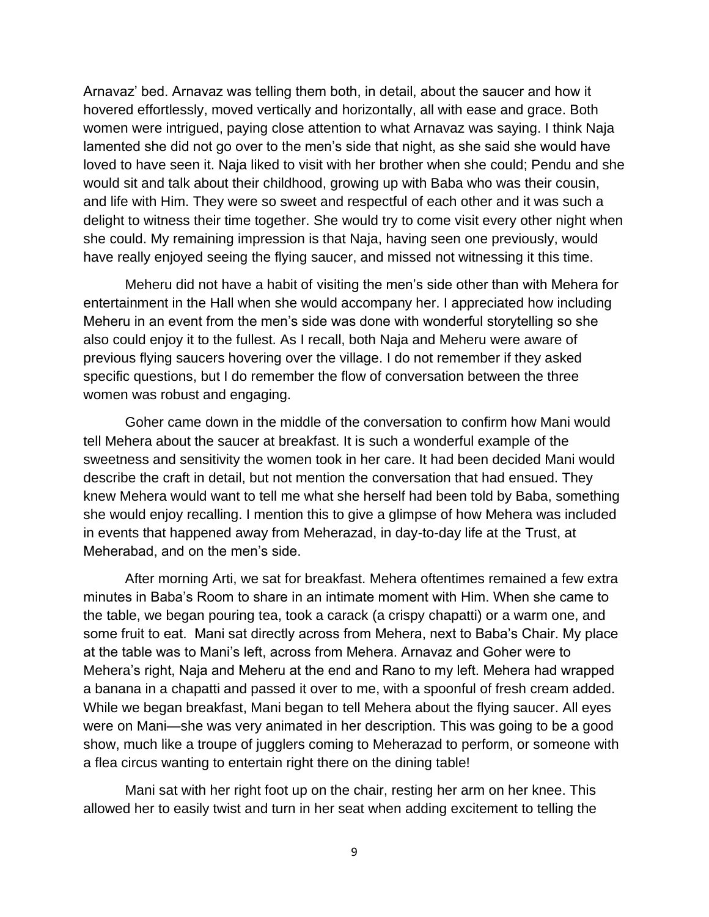Arnavaz' bed. Arnavaz was telling them both, in detail, about the saucer and how it hovered effortlessly, moved vertically and horizontally, all with ease and grace. Both women were intrigued, paying close attention to what Arnavaz was saying. I think Naja lamented she did not go over to the men's side that night, as she said she would have loved to have seen it. Naja liked to visit with her brother when she could; Pendu and she would sit and talk about their childhood, growing up with Baba who was their cousin, and life with Him. They were so sweet and respectful of each other and it was such a delight to witness their time together. She would try to come visit every other night when she could. My remaining impression is that Naja, having seen one previously, would have really enjoyed seeing the flying saucer, and missed not witnessing it this time.

Meheru did not have a habit of visiting the men's side other than with Mehera for entertainment in the Hall when she would accompany her. I appreciated how including Meheru in an event from the men's side was done with wonderful storytelling so she also could enjoy it to the fullest. As I recall, both Naja and Meheru were aware of previous flying saucers hovering over the village. I do not remember if they asked specific questions, but I do remember the flow of conversation between the three women was robust and engaging.

Goher came down in the middle of the conversation to confirm how Mani would tell Mehera about the saucer at breakfast. It is such a wonderful example of the sweetness and sensitivity the women took in her care. It had been decided Mani would describe the craft in detail, but not mention the conversation that had ensued. They knew Mehera would want to tell me what she herself had been told by Baba, something she would enjoy recalling. I mention this to give a glimpse of how Mehera was included in events that happened away from Meherazad, in day-to-day life at the Trust, at Meherabad, and on the men's side.

After morning Arti, we sat for breakfast. Mehera oftentimes remained a few extra minutes in Baba's Room to share in an intimate moment with Him. When she came to the table, we began pouring tea, took a carack (a crispy chapatti) or a warm one, and some fruit to eat. Mani sat directly across from Mehera, next to Baba's Chair. My place at the table was to Mani's left, across from Mehera. Arnavaz and Goher were to Mehera's right, Naja and Meheru at the end and Rano to my left. Mehera had wrapped a banana in a chapatti and passed it over to me, with a spoonful of fresh cream added. While we began breakfast, Mani began to tell Mehera about the flying saucer. All eyes were on Mani—she was very animated in her description. This was going to be a good show, much like a troupe of jugglers coming to Meherazad to perform, or someone with a flea circus wanting to entertain right there on the dining table!

Mani sat with her right foot up on the chair, resting her arm on her knee. This allowed her to easily twist and turn in her seat when adding excitement to telling the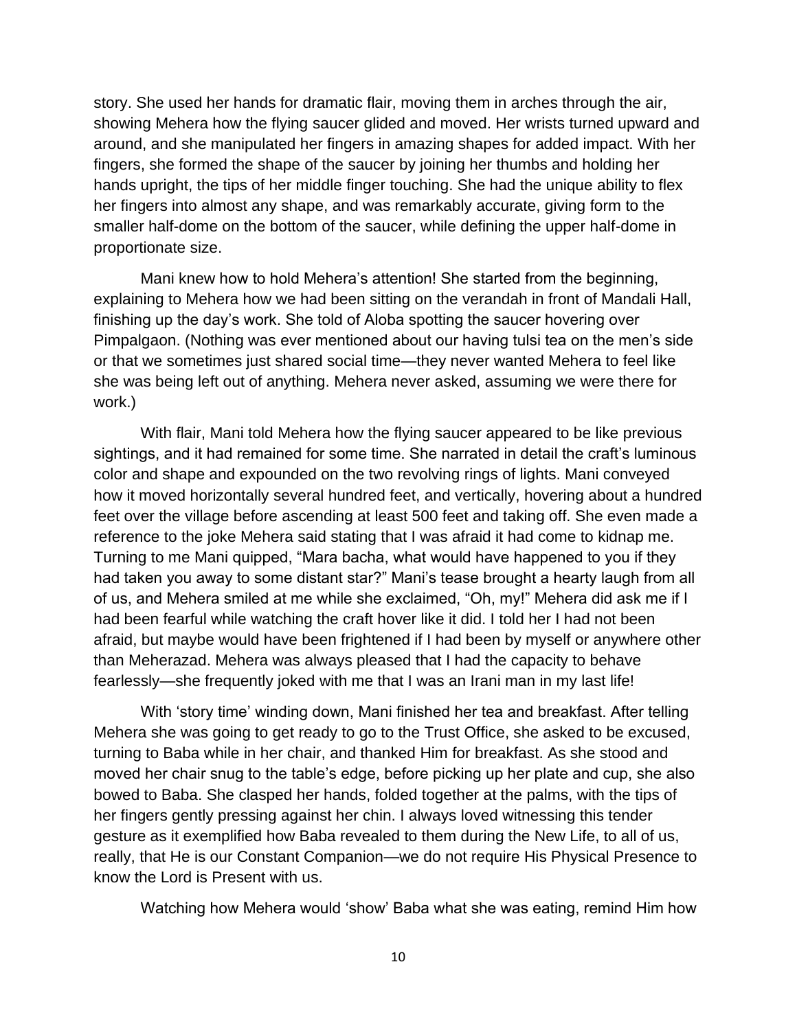story. She used her hands for dramatic flair, moving them in arches through the air, showing Mehera how the flying saucer glided and moved. Her wrists turned upward and around, and she manipulated her fingers in amazing shapes for added impact. With her fingers, she formed the shape of the saucer by joining her thumbs and holding her hands upright, the tips of her middle finger touching. She had the unique ability to flex her fingers into almost any shape, and was remarkably accurate, giving form to the smaller half-dome on the bottom of the saucer, while defining the upper half-dome in proportionate size.

Mani knew how to hold Mehera's attention! She started from the beginning, explaining to Mehera how we had been sitting on the verandah in front of Mandali Hall, finishing up the day's work. She told of Aloba spotting the saucer hovering over Pimpalgaon. (Nothing was ever mentioned about our having tulsi tea on the men's side or that we sometimes just shared social time—they never wanted Mehera to feel like she was being left out of anything. Mehera never asked, assuming we were there for work.)

With flair, Mani told Mehera how the flying saucer appeared to be like previous sightings, and it had remained for some time. She narrated in detail the craft's luminous color and shape and expounded on the two revolving rings of lights. Mani conveyed how it moved horizontally several hundred feet, and vertically, hovering about a hundred feet over the village before ascending at least 500 feet and taking off. She even made a reference to the joke Mehera said stating that I was afraid it had come to kidnap me. Turning to me Mani quipped, "Mara bacha, what would have happened to you if they had taken you away to some distant star?" Mani's tease brought a hearty laugh from all of us, and Mehera smiled at me while she exclaimed, "Oh, my!" Mehera did ask me if I had been fearful while watching the craft hover like it did. I told her I had not been afraid, but maybe would have been frightened if I had been by myself or anywhere other than Meherazad. Mehera was always pleased that I had the capacity to behave fearlessly—she frequently joked with me that I was an Irani man in my last life!

With 'story time' winding down, Mani finished her tea and breakfast. After telling Mehera she was going to get ready to go to the Trust Office, she asked to be excused, turning to Baba while in her chair, and thanked Him for breakfast. As she stood and moved her chair snug to the table's edge, before picking up her plate and cup, she also bowed to Baba. She clasped her hands, folded together at the palms, with the tips of her fingers gently pressing against her chin. I always loved witnessing this tender gesture as it exemplified how Baba revealed to them during the New Life, to all of us, really, that He is our Constant Companion—we do not require His Physical Presence to know the Lord is Present with us.

Watching how Mehera would 'show' Baba what she was eating, remind Him how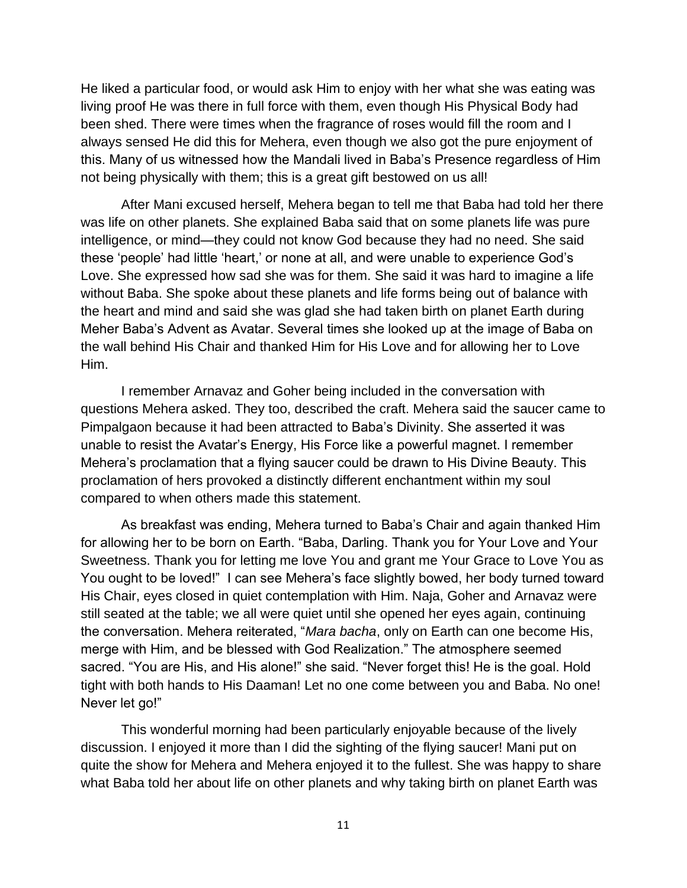He liked a particular food, or would ask Him to enjoy with her what she was eating was living proof He was there in full force with them, even though His Physical Body had been shed. There were times when the fragrance of roses would fill the room and I always sensed He did this for Mehera, even though we also got the pure enjoyment of this. Many of us witnessed how the Mandali lived in Baba's Presence regardless of Him not being physically with them; this is a great gift bestowed on us all!

After Mani excused herself, Mehera began to tell me that Baba had told her there was life on other planets. She explained Baba said that on some planets life was pure intelligence, or mind—they could not know God because they had no need. She said these 'people' had little 'heart,' or none at all, and were unable to experience God's Love. She expressed how sad she was for them. She said it was hard to imagine a life without Baba. She spoke about these planets and life forms being out of balance with the heart and mind and said she was glad she had taken birth on planet Earth during Meher Baba's Advent as Avatar. Several times she looked up at the image of Baba on the wall behind His Chair and thanked Him for His Love and for allowing her to Love Him.

I remember Arnavaz and Goher being included in the conversation with questions Mehera asked. They too, described the craft. Mehera said the saucer came to Pimpalgaon because it had been attracted to Baba's Divinity. She asserted it was unable to resist the Avatar's Energy, His Force like a powerful magnet. I remember Mehera's proclamation that a flying saucer could be drawn to His Divine Beauty. This proclamation of hers provoked a distinctly different enchantment within my soul compared to when others made this statement.

As breakfast was ending, Mehera turned to Baba's Chair and again thanked Him for allowing her to be born on Earth. "Baba, Darling. Thank you for Your Love and Your Sweetness. Thank you for letting me love You and grant me Your Grace to Love You as You ought to be loved!" I can see Mehera's face slightly bowed, her body turned toward His Chair, eyes closed in quiet contemplation with Him. Naja, Goher and Arnavaz were still seated at the table; we all were quiet until she opened her eyes again, continuing the conversation. Mehera reiterated, "*Mara bacha*, only on Earth can one become His, merge with Him, and be blessed with God Realization." The atmosphere seemed sacred. "You are His, and His alone!" she said. "Never forget this! He is the goal. Hold tight with both hands to His Daaman! Let no one come between you and Baba. No one! Never let go!"

This wonderful morning had been particularly enjoyable because of the lively discussion. I enjoyed it more than I did the sighting of the flying saucer! Mani put on quite the show for Mehera and Mehera enjoyed it to the fullest. She was happy to share what Baba told her about life on other planets and why taking birth on planet Earth was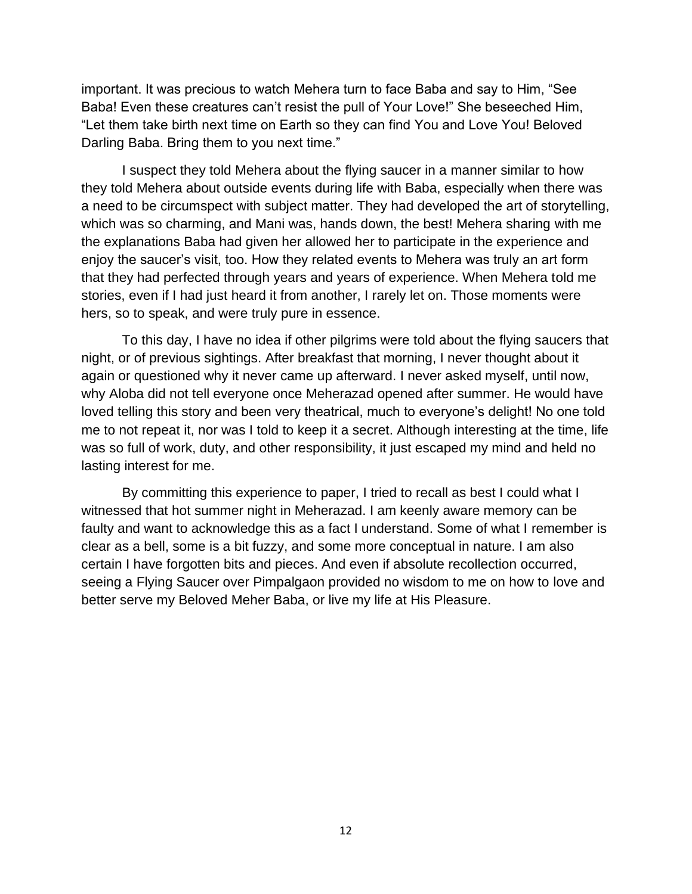important. It was precious to watch Mehera turn to face Baba and say to Him, "See Baba! Even these creatures can't resist the pull of Your Love!" She beseeched Him, "Let them take birth next time on Earth so they can find You and Love You! Beloved Darling Baba. Bring them to you next time."

I suspect they told Mehera about the flying saucer in a manner similar to how they told Mehera about outside events during life with Baba, especially when there was a need to be circumspect with subject matter. They had developed the art of storytelling, which was so charming, and Mani was, hands down, the best! Mehera sharing with me the explanations Baba had given her allowed her to participate in the experience and enjoy the saucer's visit, too. How they related events to Mehera was truly an art form that they had perfected through years and years of experience. When Mehera told me stories, even if I had just heard it from another, I rarely let on. Those moments were hers, so to speak, and were truly pure in essence.

To this day, I have no idea if other pilgrims were told about the flying saucers that night, or of previous sightings. After breakfast that morning, I never thought about it again or questioned why it never came up afterward. I never asked myself, until now, why Aloba did not tell everyone once Meherazad opened after summer. He would have loved telling this story and been very theatrical, much to everyone's delight! No one told me to not repeat it, nor was I told to keep it a secret. Although interesting at the time, life was so full of work, duty, and other responsibility, it just escaped my mind and held no lasting interest for me.

By committing this experience to paper, I tried to recall as best I could what I witnessed that hot summer night in Meherazad. I am keenly aware memory can be faulty and want to acknowledge this as a fact I understand. Some of what I remember is clear as a bell, some is a bit fuzzy, and some more conceptual in nature. I am also certain I have forgotten bits and pieces. And even if absolute recollection occurred, seeing a Flying Saucer over Pimpalgaon provided no wisdom to me on how to love and better serve my Beloved Meher Baba, or live my life at His Pleasure.